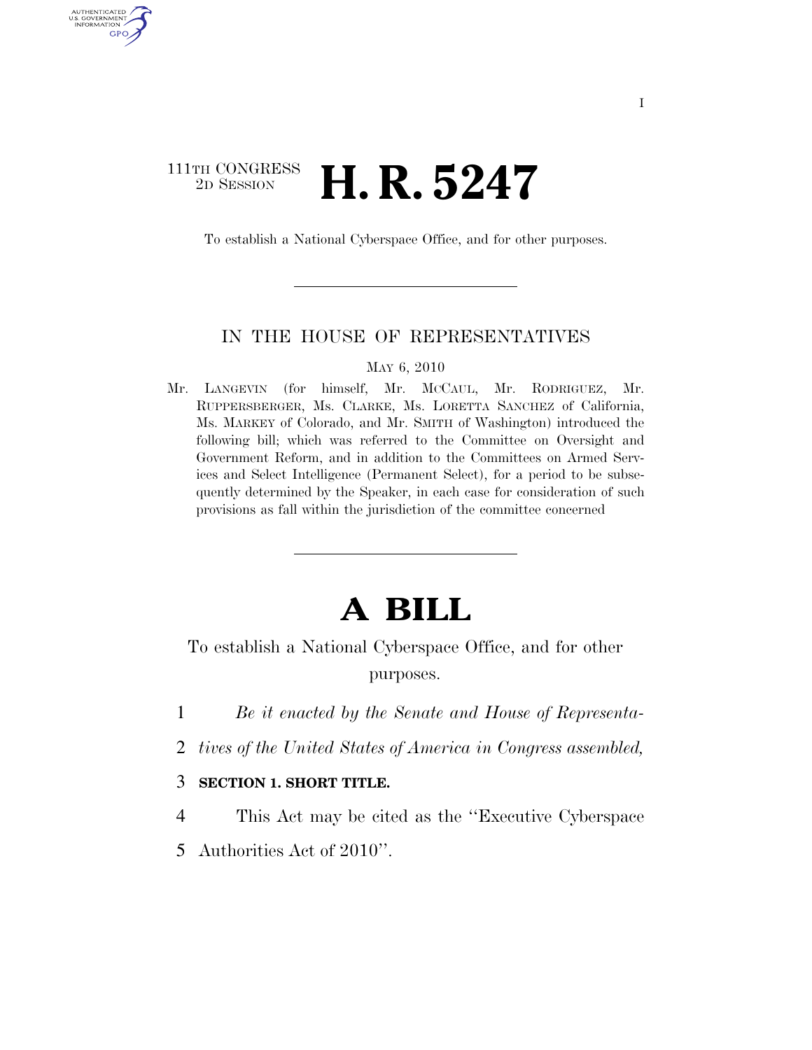111TH CONGRESS
2D SESSION

# H. R. 5247

To establish a National Cyberspace Office, and for other purposes.

---

IN THE HOUSE OF REPRESENTATIVES

MAY 6, 2010

Mr. LANGEVIN (for himself, Mr. MCCAUL, Mr. RODRIGUEZ, Mr. RUPPERSBERGER, Ms. CLARKE, Ms. LORETTA SANCHEZ of California, Ms. MARKEY of Colorado, and Mr. SMITH of Washington) introduced the following bill; which was referred to the Committee on Oversight and Government Reform, and in addition to the Committees on Armed Services and Select Intelligence (Permanent Select), for a period to be subsequently determined by the Speaker, in each case for consideration of such provisions as fall within the jurisdiction of the committee concerned

---

# A BILL

To establish a National Cyberspace Office, and for other purposes.

1 *Be it enacted by the Senate and House of Representa-*
2 *tives of the United States of America in Congress assembled,*

3 **SECTION 1. SHORT TITLE.**

4 This Act may be cited as the ''Executive Cyberspace
5 Authorities Act of 2010''.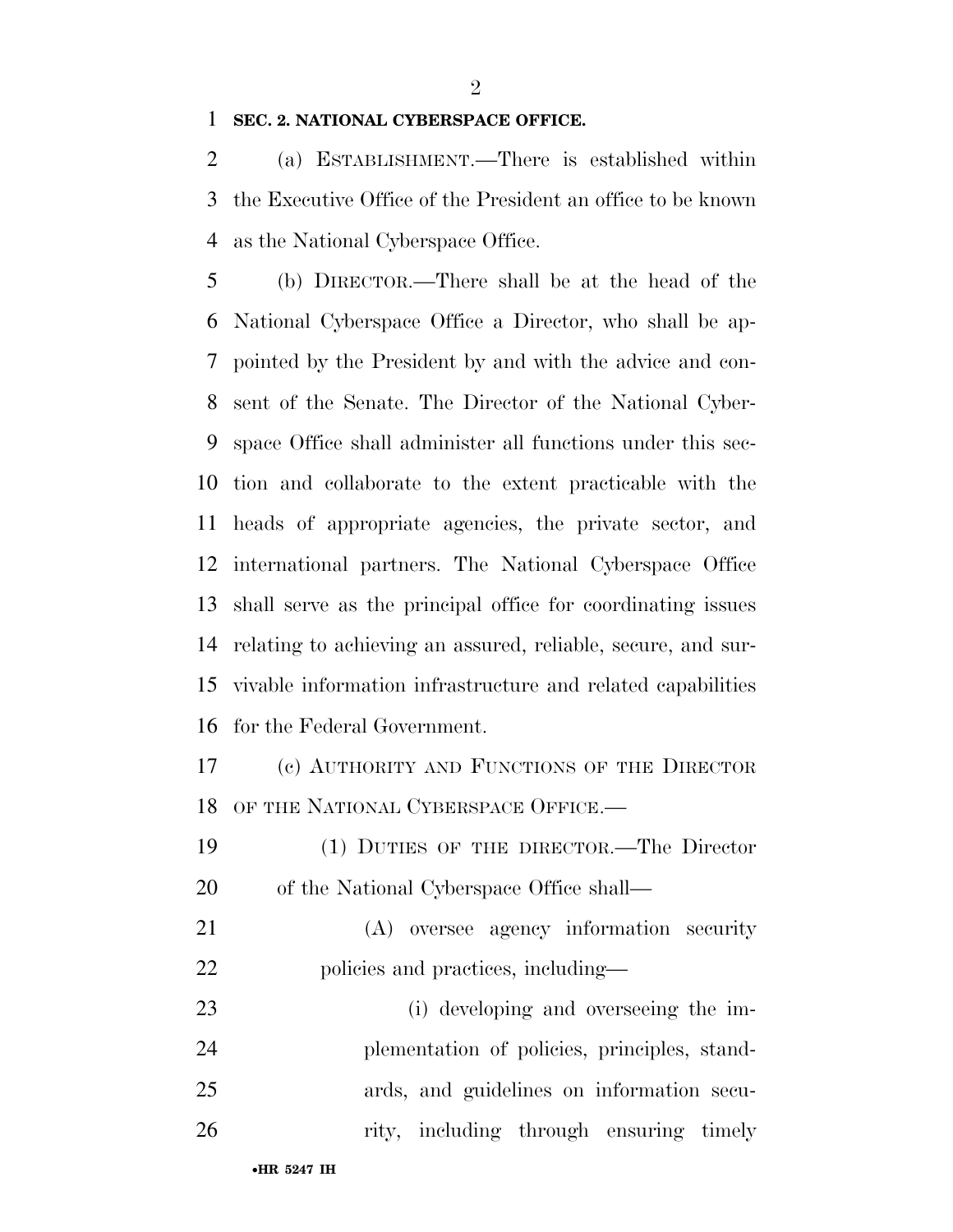**SEC. 2. NATIONAL CYBERSPACE OFFICE.**

(a) ESTABLISHMENT.—There is established within the Executive Office of the President an office to be known as the National Cyberspace Office.

(b) DIRECTOR.—There shall be at the head of the National Cyberspace Office a Director, who shall be appointed by the President by and with the advice and consent of the Senate. The Director of the National Cyberspace Office shall administer all functions under this section and collaborate to the extent practicable with the heads of appropriate agencies, the private sector, and international partners. The National Cyberspace Office shall serve as the principal office for coordinating issues relating to achieving an assured, reliable, secure, and survivable information infrastructure and related capabilities for the Federal Government.

(c) AUTHORITY AND FUNCTIONS OF THE DIRECTOR OF THE NATIONAL CYBERSPACE OFFICE.—

(1) DUTIES OF THE DIRECTOR.—The Director of the National Cyberspace Office shall—

(A) oversee agency information security policies and practices, including—

(i) developing and overseeing the implementation of policies, principles, standards, and guidelines on information security, including through ensuring timely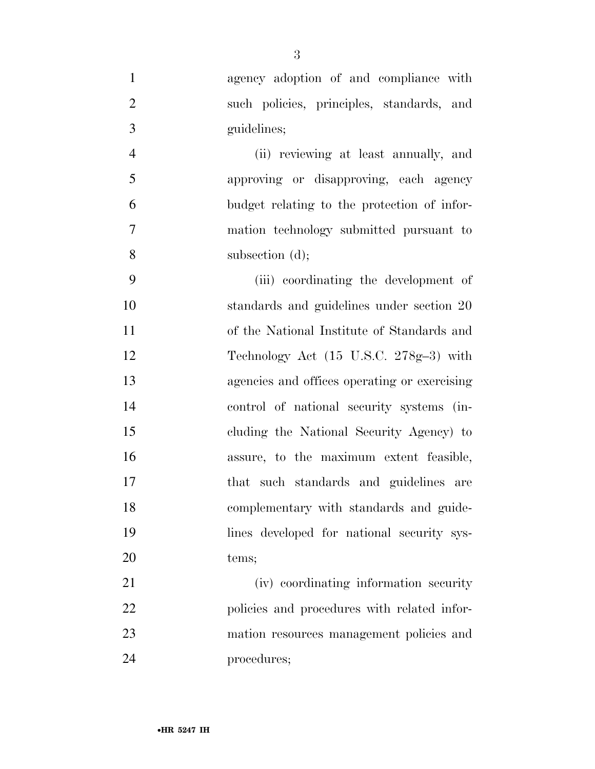agency adoption of and compliance with such policies, principles, standards, and guidelines;

(ii) reviewing at least annually, and approving or disapproving, each agency budget relating to the protection of information technology submitted pursuant to subsection (d);

(iii) coordinating the development of standards and guidelines under section 20 of the National Institute of Standards and Technology Act (15 U.S.C. 278g–3) with agencies and offices operating or exercising control of national security systems (including the National Security Agency) to assure, to the maximum extent feasible, that such standards and guidelines are complementary with standards and guidelines developed for national security systems;

(iv) coordinating information security policies and procedures with related information resources management policies and procedures;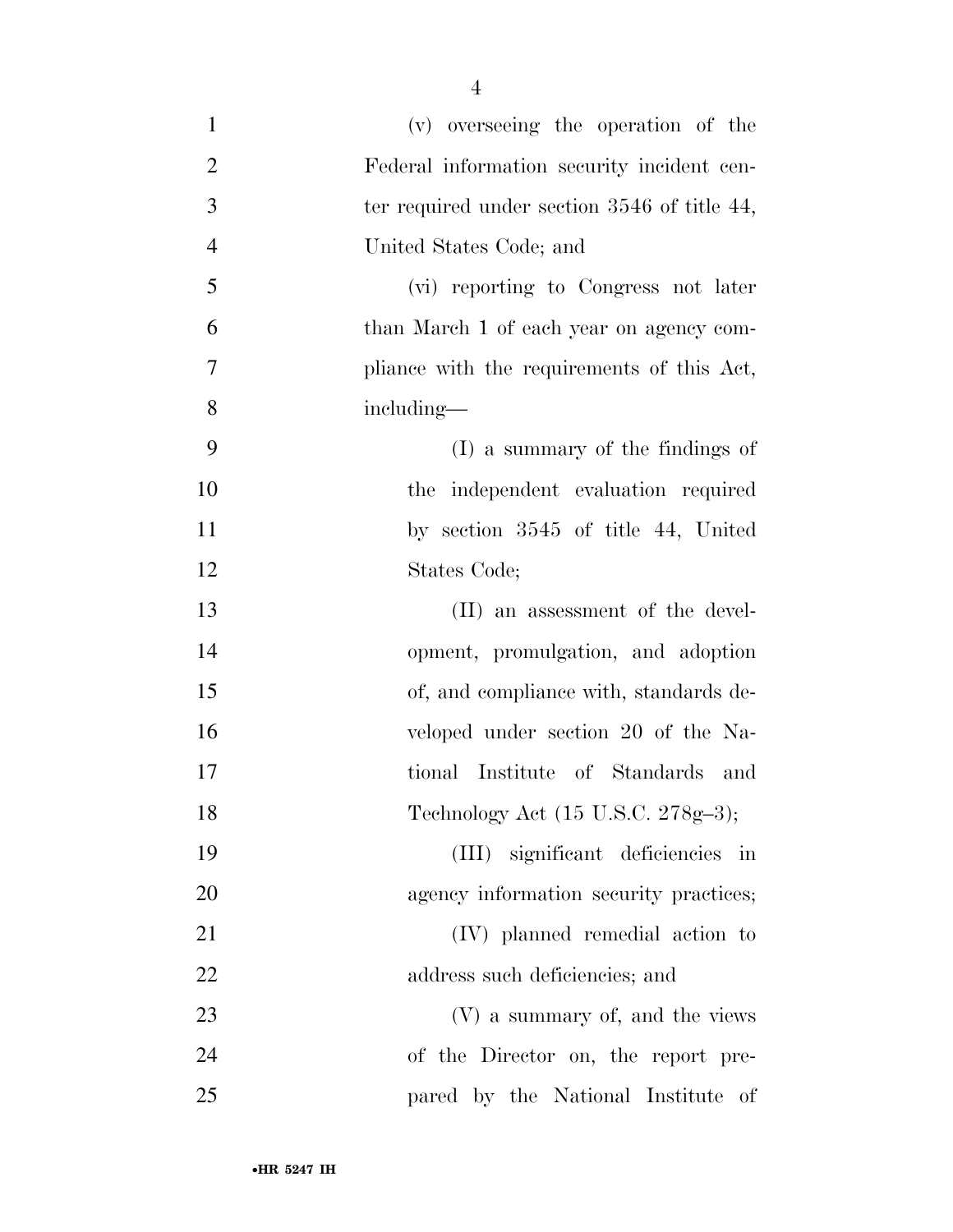(v) overseeing the operation of the Federal information security incident center required under section 3546 of title 44, United States Code; and

(vi) reporting to Congress not later than March 1 of each year on agency compliance with the requirements of this Act, including—

(I) a summary of the findings of the independent evaluation required by section 3545 of title 44, United States Code;

(II) an assessment of the development, promulgation, and adoption of, and compliance with, standards developed under section 20 of the National Institute of Standards and Technology Act (15 U.S.C. 278g–3);

(III) significant deficiencies in agency information security practices;

(IV) planned remedial action to address such deficiencies; and

(V) a summary of, and the views of the Director on, the report prepared by the National Institute of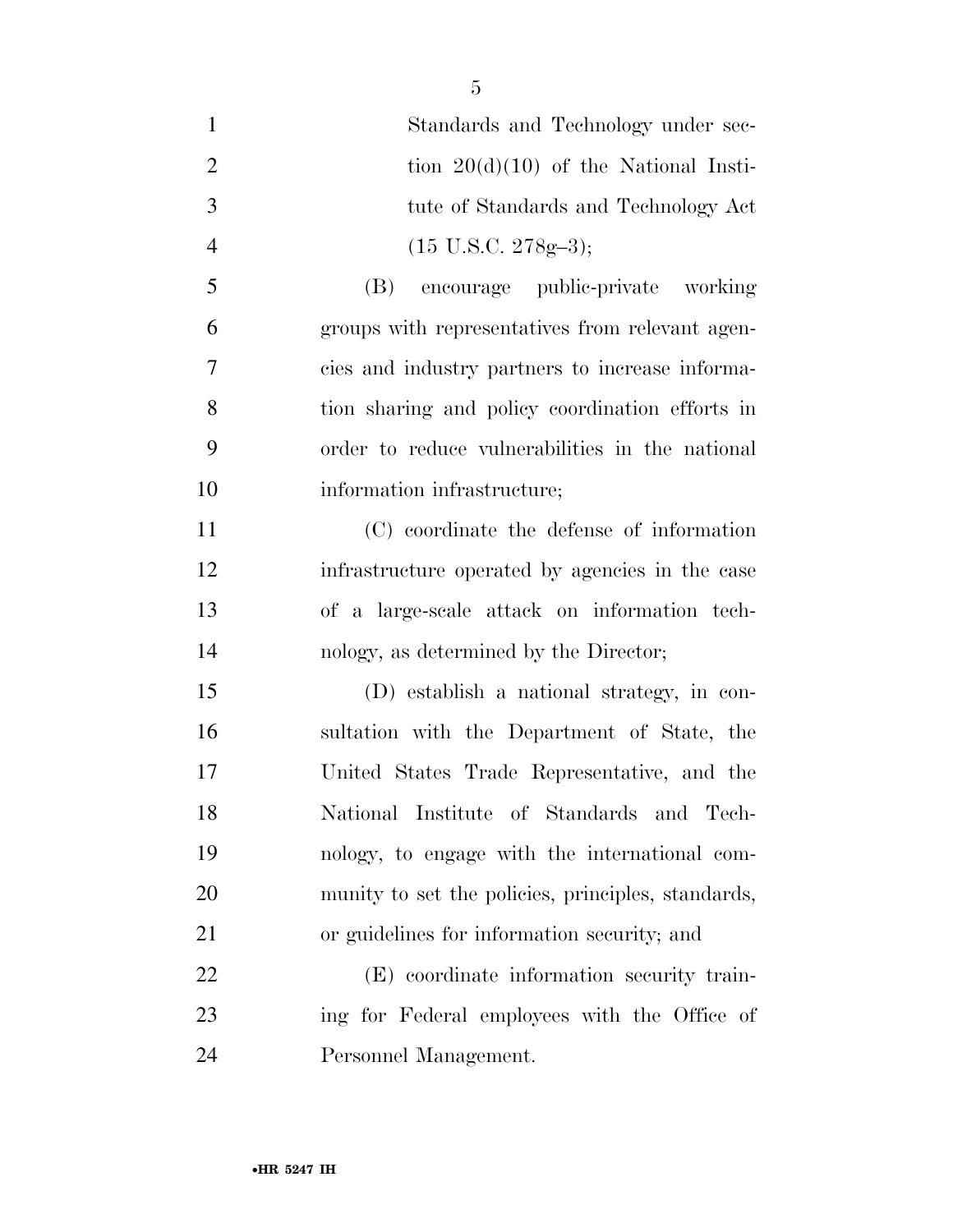Standards and Technology under section 20(d)(10) of the National Institute of Standards and Technology Act (15 U.S.C. 278g–3);

(B) encourage public-private working groups with representatives from relevant agencies and industry partners to increase information sharing and policy coordination efforts in order to reduce vulnerabilities in the national information infrastructure;

(C) coordinate the defense of information infrastructure operated by agencies in the case of a large-scale attack on information technology, as determined by the Director;

(D) establish a national strategy, in consultation with the Department of State, the United States Trade Representative, and the National Institute of Standards and Technology, to engage with the international community to set the policies, principles, standards, or guidelines for information security; and

(E) coordinate information security training for Federal employees with the Office of Personnel Management.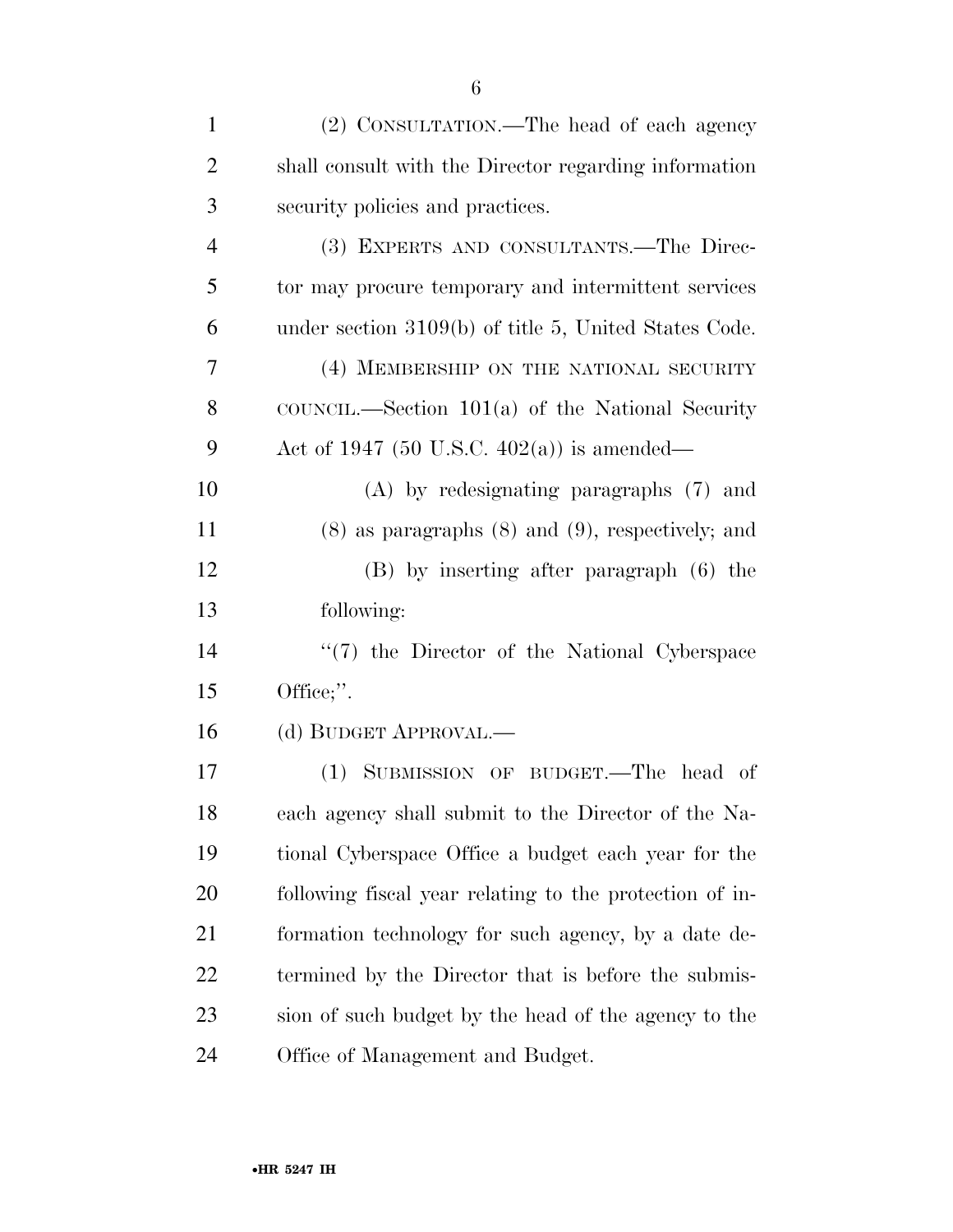(2) CONSULTATION.—The head of each agency shall consult with the Director regarding information security policies and practices.

(3) EXPERTS AND CONSULTANTS.—The Director may procure temporary and intermittent services under section 3109(b) of title 5, United States Code.

(4) MEMBERSHIP ON THE NATIONAL SECURITY COUNCIL.—Section 101(a) of the National Security Act of 1947 (50 U.S.C. 402(a)) is amended—

(A) by redesignating paragraphs (7) and (8) as paragraphs (8) and (9), respectively; and

(B) by inserting after paragraph (6) the following:

''(7) the Director of the National Cyberspace Office;''.

(d) BUDGET APPROVAL.—

(1) SUBMISSION OF BUDGET.—The head of each agency shall submit to the Director of the National Cyberspace Office a budget each year for the following fiscal year relating to the protection of information technology for such agency, by a date determined by the Director that is before the submission of such budget by the head of the agency to the Office of Management and Budget.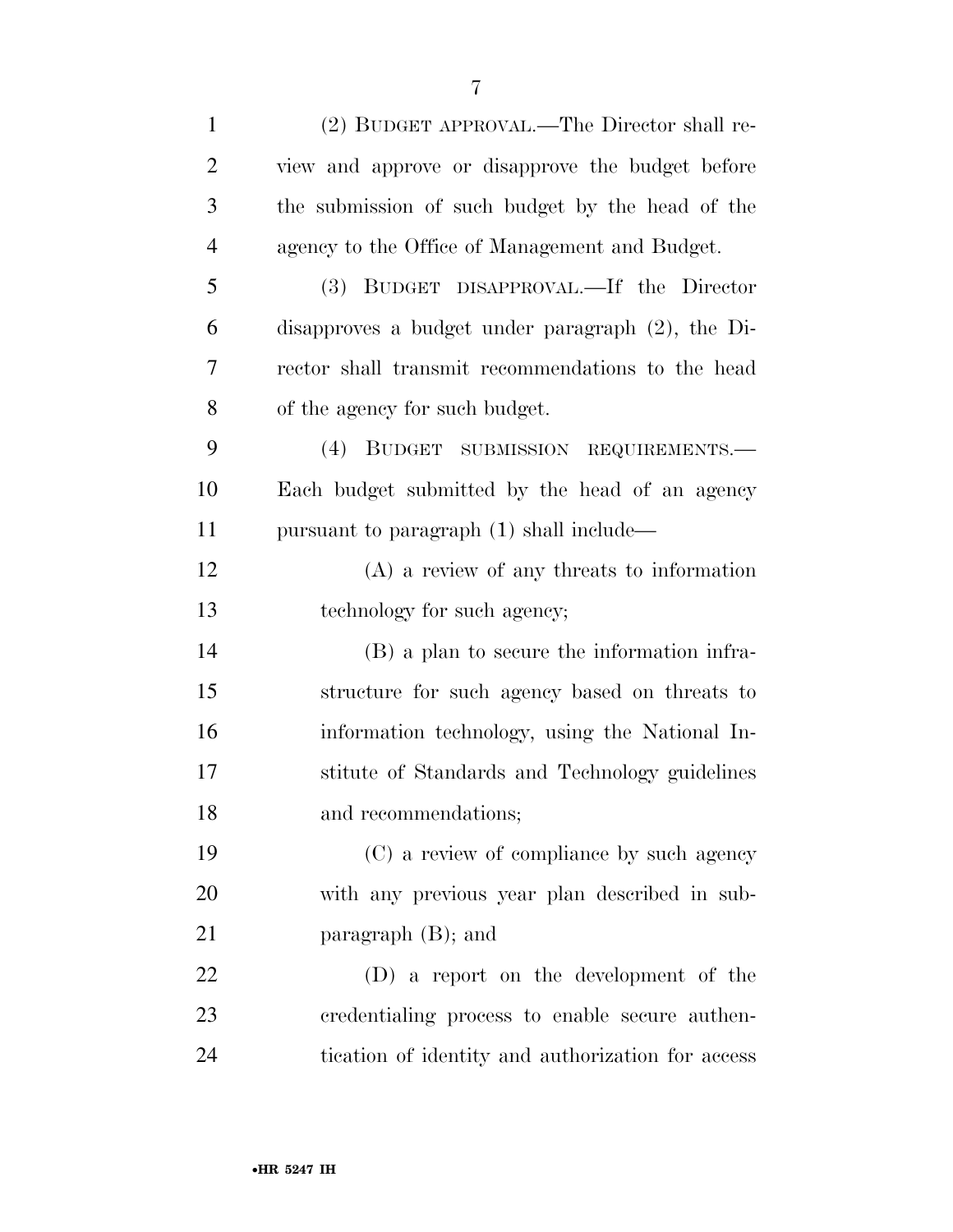(2) BUDGET APPROVAL.—The Director shall review and approve or disapprove the budget before the submission of such budget by the head of the agency to the Office of Management and Budget.

(3) BUDGET DISAPPROVAL.—If the Director disapproves a budget under paragraph (2), the Director shall transmit recommendations to the head of the agency for such budget.

(4) BUDGET SUBMISSION REQUIREMENTS.—Each budget submitted by the head of an agency pursuant to paragraph (1) shall include—

(A) a review of any threats to information technology for such agency;

(B) a plan to secure the information infrastructure for such agency based on threats to information technology, using the National Institute of Standards and Technology guidelines and recommendations;

(C) a review of compliance by such agency with any previous year plan described in subparagraph (B); and

(D) a report on the development of the credentialing process to enable secure authentication of identity and authorization for access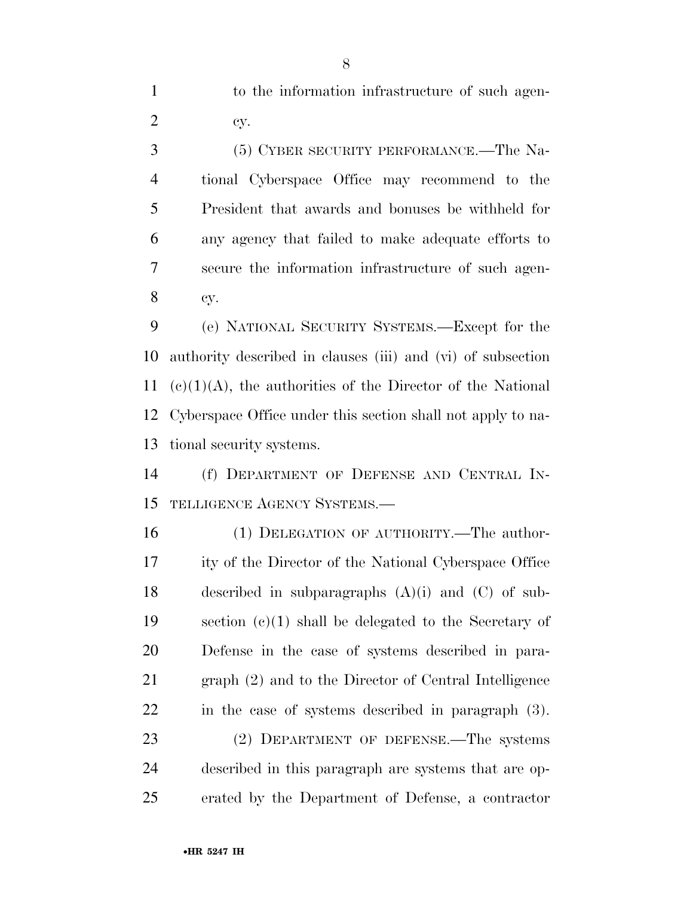to the information infrastructure of such agency.

(5) CYBER SECURITY PERFORMANCE.—The National Cyberspace Office may recommend to the President that awards and bonuses be withheld for any agency that failed to make adequate efforts to secure the information infrastructure of such agency.

(e) NATIONAL SECURITY SYSTEMS.—Except for the authority described in clauses (iii) and (vi) of subsection (c)(1)(A), the authorities of the Director of the National Cyberspace Office under this section shall not apply to national security systems.

(f) DEPARTMENT OF DEFENSE AND CENTRAL INTELLIGENCE AGENCY SYSTEMS.—

(1) DELEGATION OF AUTHORITY.—The authority of the Director of the National Cyberspace Office described in subparagraphs (A)(i) and (C) of subsection (c)(1) shall be delegated to the Secretary of Defense in the case of systems described in paragraph (2) and to the Director of Central Intelligence in the case of systems described in paragraph (3).

(2) DEPARTMENT OF DEFENSE.—The systems described in this paragraph are systems that are operated by the Department of Defense, a contractor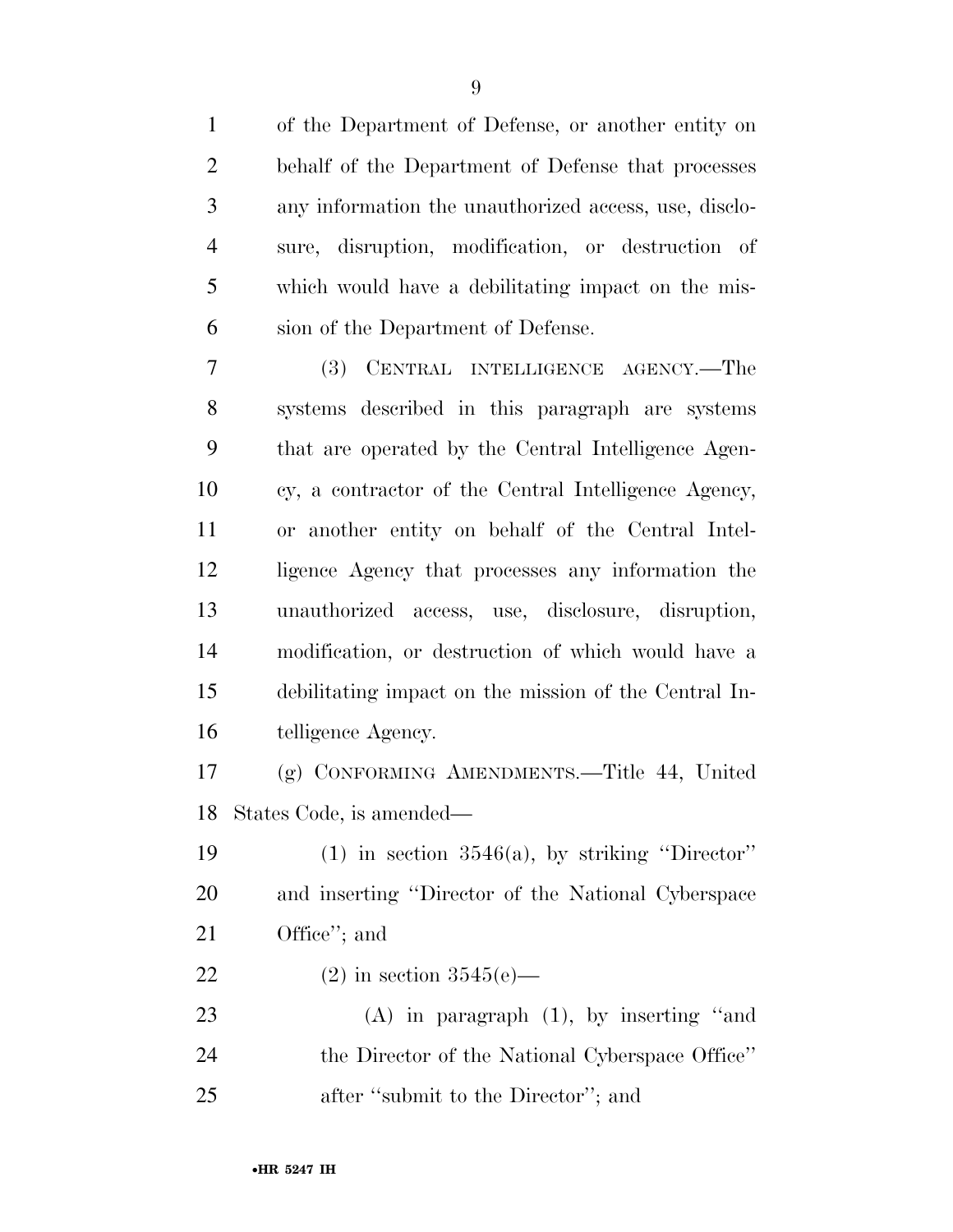of the Department of Defense, or another entity on behalf of the Department of Defense that processes any information the unauthorized access, use, disclosure, disruption, modification, or destruction of which would have a debilitating impact on the mission of the Department of Defense.

(3) CENTRAL INTELLIGENCE AGENCY.—The systems described in this paragraph are systems that are operated by the Central Intelligence Agency, a contractor of the Central Intelligence Agency, or another entity on behalf of the Central Intelligence Agency that processes any information the unauthorized access, use, disclosure, disruption, modification, or destruction of which would have a debilitating impact on the mission of the Central Intelligence Agency.

(g) CONFORMING AMENDMENTS.—Title 44, United States Code, is amended—

(1) in section 3546(a), by striking ''Director'' and inserting ''Director of the National Cyberspace Office''; and

(2) in section 3545(e)—

(A) in paragraph (1), by inserting ''and the Director of the National Cyberspace Office'' after ''submit to the Director''; and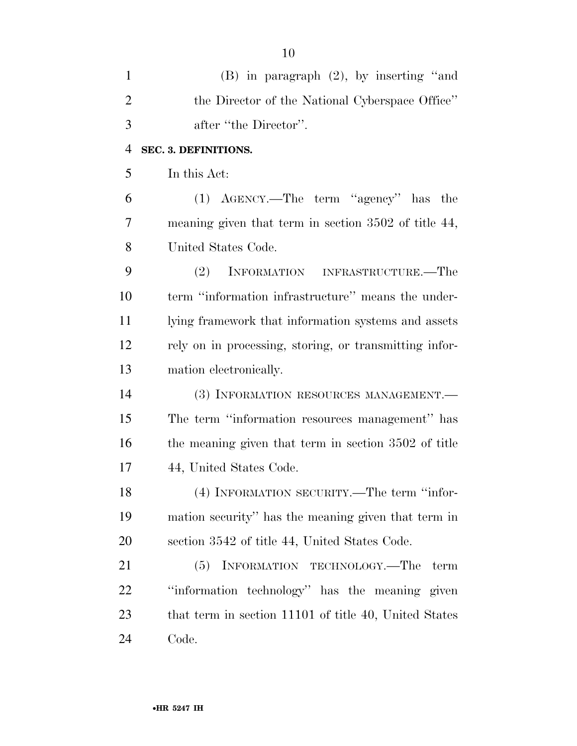(B) in paragraph (2), by inserting "and the Director of the National Cyberspace Office" after "the Director".

**SEC. 3. DEFINITIONS.**

In this Act:

(1) AGENCY.—The term "agency" has the meaning given that term in section 3502 of title 44, United States Code.

(2) INFORMATION INFRASTRUCTURE.—The term "information infrastructure" means the underlying framework that information systems and assets rely on in processing, storing, or transmitting information electronically.

(3) INFORMATION RESOURCES MANAGEMENT.—The term "information resources management" has the meaning given that term in section 3502 of title 44, United States Code.

(4) INFORMATION SECURITY.—The term "information security" has the meaning given that term in section 3542 of title 44, United States Code.

(5) INFORMATION TECHNOLOGY.—The term "information technology" has the meaning given that term in section 11101 of title 40, United States Code.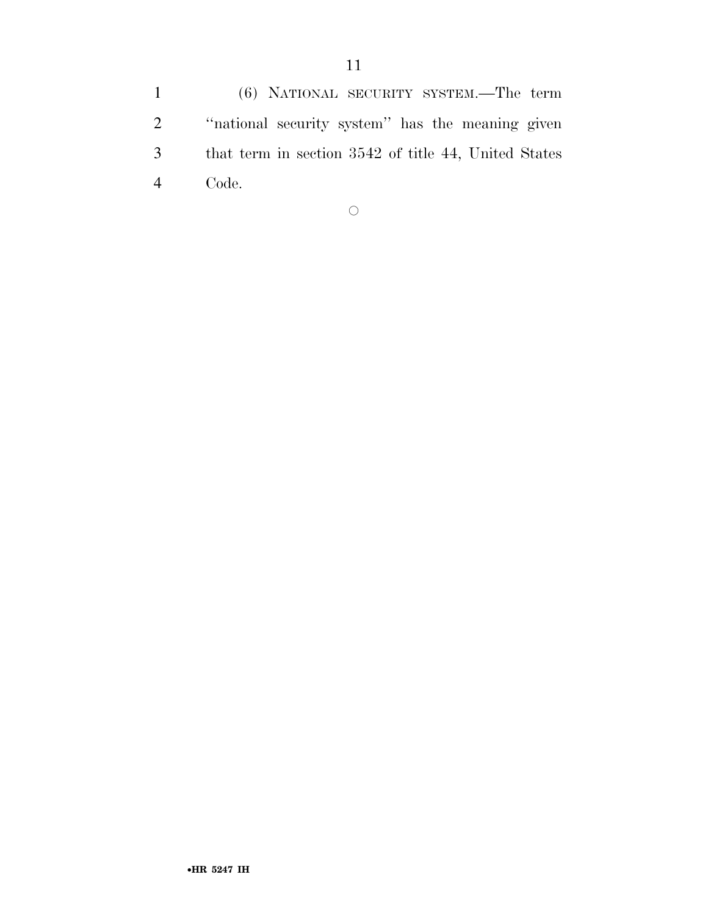(6) NATIONAL SECURITY SYSTEM.—The term "national security system" has the meaning given that term in section 3542 of title 44, United States Code.

○